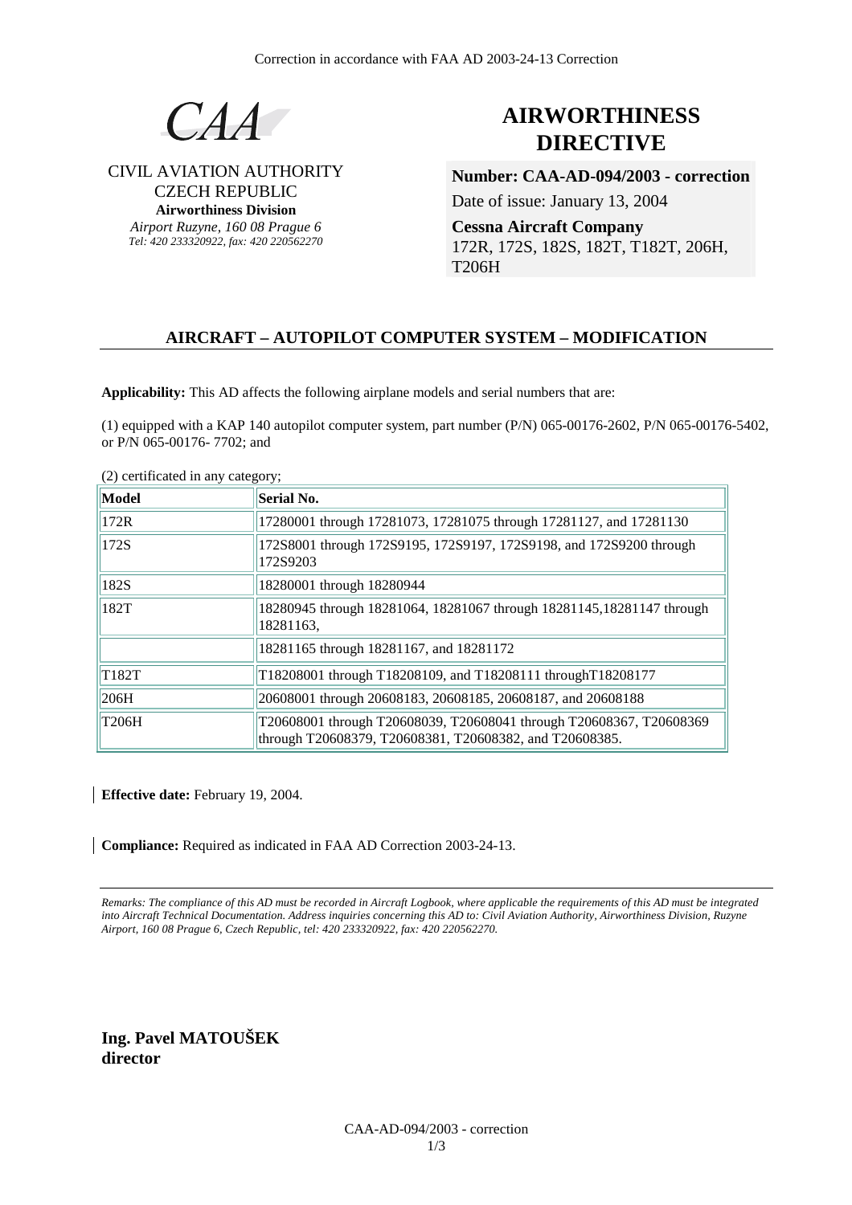Correction in accordance with FAA AD 2003-24-13 Correction

CAA

CIVIL AVIATION AUTHORITY
CZECH REPUBLIC
**Airworthiness Division**
*Airport Ruzyne, 160 08 Prague 6*
*Tel: 420 233320922, fax: 420 220562270*

# AIRWORTHINESS DIRECTIVE

**Number: CAA-AD-094/2003 - correction**

Date of issue: January 13, 2004

**Cessna Aircraft Company**
172R, 172S, 182S, 182T, T182T, 206H, T206H

## AIRCRAFT – AUTOPILOT COMPUTER SYSTEM – MODIFICATION

**Applicability:** This AD affects the following airplane models and serial numbers that are:

(1) equipped with a KAP 140 autopilot computer system, part number (P/N) 065-00176-2602, P/N 065-00176-5402, or P/N 065-00176- 7702; and

(2) certificated in any category;

| Model | Serial No. |
|---|---|
| 172R | 17280001 through 17281073, 17281075 through 17281127, and 17281130 |
| 172S | 172S8001 through 172S9195, 172S9197, 172S9198, and 172S9200 through 172S9203 |
| 182S | 18280001 through 18280944 |
| 182T | 18280945 through 18281064, 18281067 through 18281145,18281147 through 18281163, |
| | 18281165 through 18281167, and 18281172 |
| T182T | T18208001 through T18208109, and T18208111 throughT18208177 |
| 206H | 20608001 through 20608183, 20608185, 20608187, and 20608188 |
| T206H | T20608001 through T20608039, T20608041 through T20608367, T20608369 through T20608379, T20608381, T20608382, and T20608385. |

**Effective date:** February 19, 2004.

**Compliance:** Required as indicated in FAA AD Correction 2003-24-13.

*Remarks: The compliance of this AD must be recorded in Aircraft Logbook, where applicable the requirements of this AD must be integrated into Aircraft Technical Documentation. Address inquiries concerning this AD to: Civil Aviation Authority, Airworthiness Division, Ruzyne Airport, 160 08 Prague 6, Czech Republic, tel: 420 233320922, fax: 420 220562270.*

**Ing. Pavel MATOUŠEK**
**director**

CAA-AD-094/2003 - correction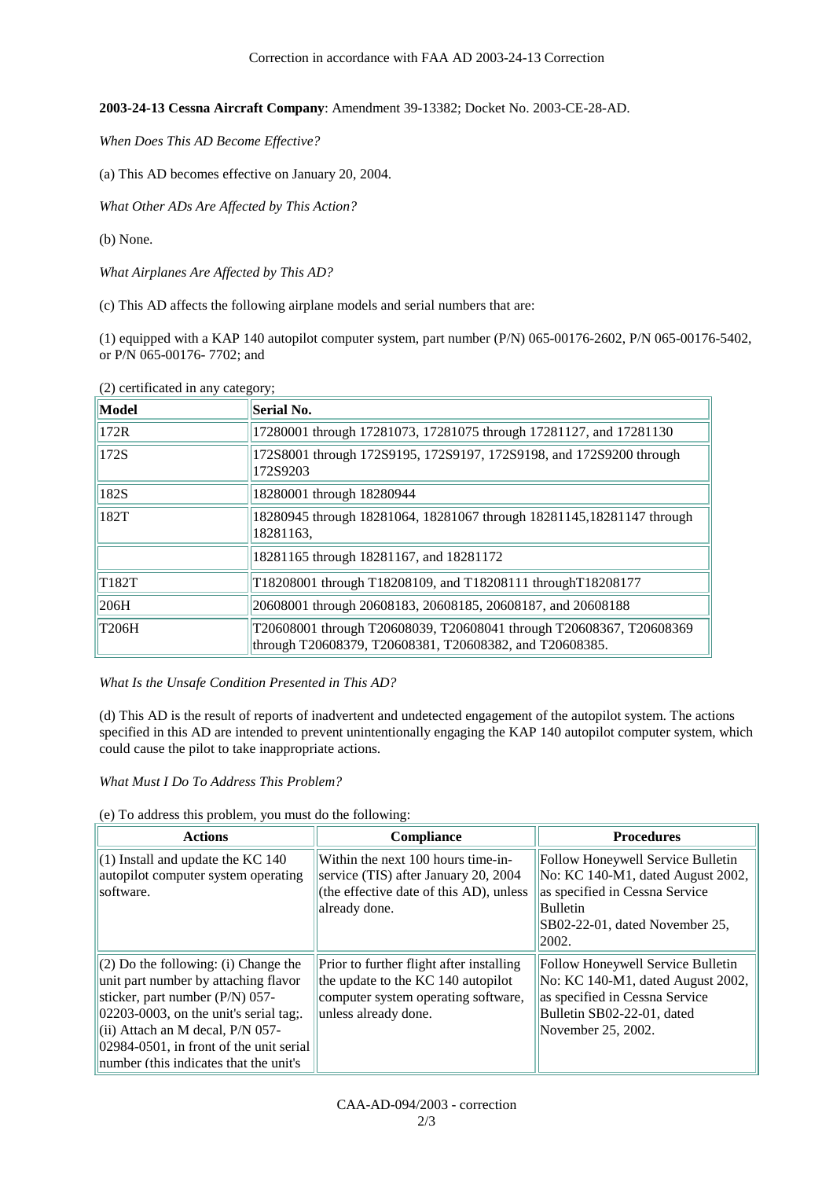Correction in accordance with FAA AD 2003-24-13 Correction

**2003-24-13 Cessna Aircraft Company**: Amendment 39-13382; Docket No. 2003-CE-28-AD.

*When Does This AD Become Effective?*

(a) This AD becomes effective on January 20, 2004.

*What Other ADs Are Affected by This Action?*

(b) None.

*What Airplanes Are Affected by This AD?*

(c) This AD affects the following airplane models and serial numbers that are:

(1) equipped with a KAP 140 autopilot computer system, part number (P/N) 065-00176-2602, P/N 065-00176-5402, or P/N 065-00176- 7702; and

(2) certificated in any category;

| Model | Serial No. |
|---|---|
| 172R | 17280001 through 17281073, 17281075 through 17281127, and 17281130 |
| 172S | 172S8001 through 172S9195, 172S9197, 172S9198, and 172S9200 through 172S9203 |
| 182S | 18280001 through 18280944 |
| 182T | 18280945 through 18281064, 18281067 through 18281145,18281147 through 18281163, |
| | 18281165 through 18281167, and 18281172 |
| T182T | T18208001 through T18208109, and T18208111 throughT18208177 |
| 206H | 20608001 through 20608183, 20608185, 20608187, and 20608188 |
| T206H | T20608001 through T20608039, T20608041 through T20608367, T20608369 through T20608379, T20608381, T20608382, and T20608385. |

*What Is the Unsafe Condition Presented in This AD?*

(d) This AD is the result of reports of inadvertent and undetected engagement of the autopilot system. The actions specified in this AD are intended to prevent unintentionally engaging the KAP 140 autopilot computer system, which could cause the pilot to take inappropriate actions.

*What Must I Do To Address This Problem?*

(e) To address this problem, you must do the following:

| Actions | Compliance | Procedures |
|---|---|---|
| (1) Install and update the KC 140 autopilot computer system operating software. | Within the next 100 hours time-in-service (TIS) after January 20, 2004 (the effective date of this AD), unless already done. | Follow Honeywell Service Bulletin No: KC 140-M1, dated August 2002, as specified in Cessna Service Bulletin SB02-22-01, dated November 25, 2002. |
| (2) Do the following: (i) Change the unit part number by attaching flavor sticker, part number (P/N) 057-02203-0003, on the unit's serial tag;. (ii) Attach an M decal, P/N 057-02984-0501, in front of the unit serial number (this indicates that the unit's | Prior to further flight after installing the update to the KC 140 autopilot computer system operating software, unless already done. | Follow Honeywell Service Bulletin No: KC 140-M1, dated August 2002, as specified in Cessna Service Bulletin SB02-22-01, dated November 25, 2002. |

CAA-AD-094/2003 - correction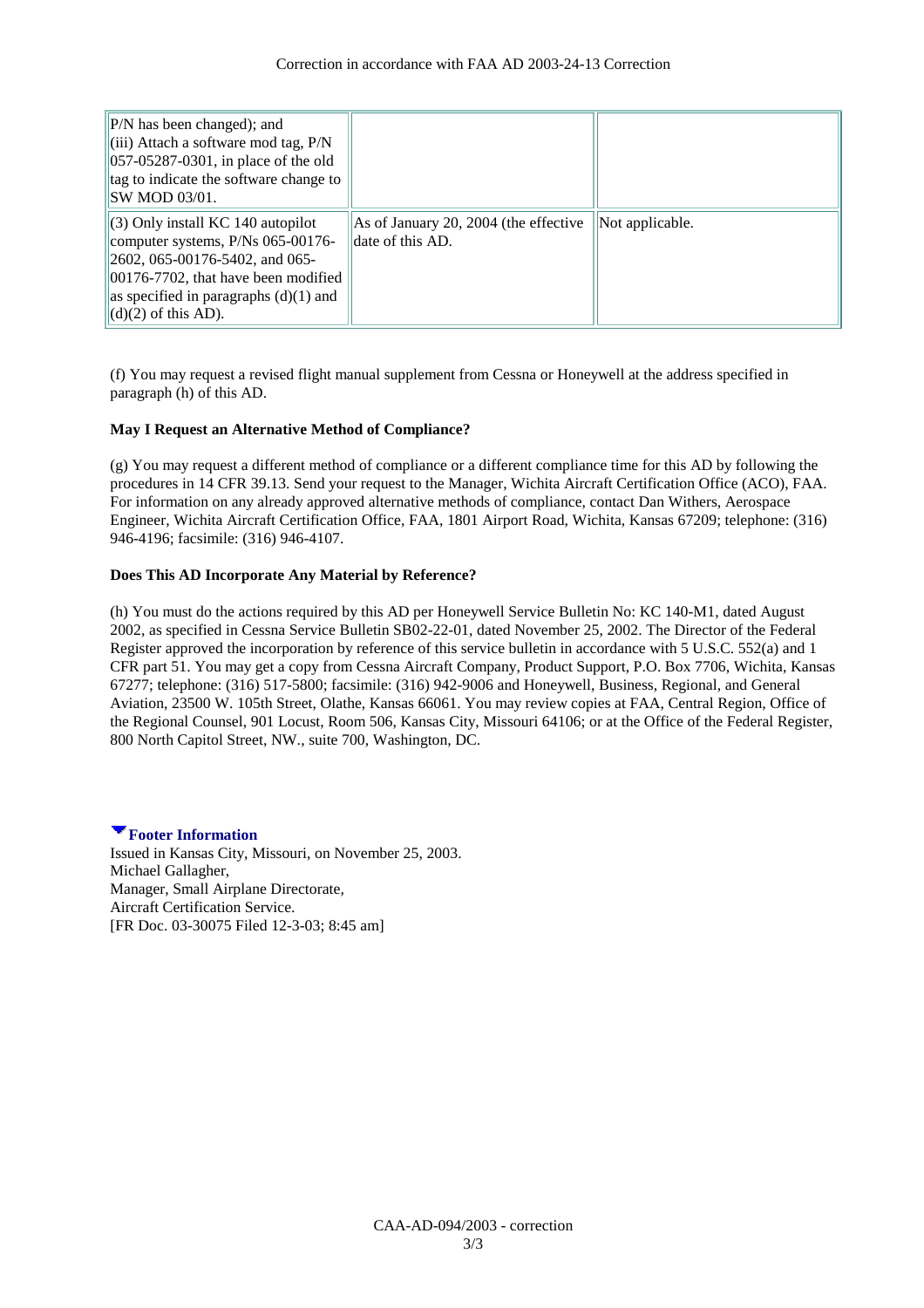| | | |
|---|---|---|
| P/N has been changed); and (iii) Attach a software mod tag, P/N 057-05287-0301, in place of the old tag to indicate the software change to SW MOD 03/01. | | |
| (3) Only install KC 140 autopilot computer systems, P/Ns 065-00176-2602, 065-00176-5402, and 065-00176-7702, that have been modified as specified in paragraphs (d)(1) and (d)(2) of this AD). | As of January 20, 2004 (the effective date of this AD. | Not applicable. |

(f) You may request a revised flight manual supplement from Cessna or Honeywell at the address specified in paragraph (h) of this AD.

**May I Request an Alternative Method of Compliance?**

(g) You may request a different method of compliance or a different compliance time for this AD by following the procedures in 14 CFR 39.13. Send your request to the Manager, Wichita Aircraft Certification Office (ACO), FAA. For information on any already approved alternative methods of compliance, contact Dan Withers, Aerospace Engineer, Wichita Aircraft Certification Office, FAA, 1801 Airport Road, Wichita, Kansas 67209; telephone: (316) 946-4196; facsimile: (316) 946-4107.

**Does This AD Incorporate Any Material by Reference?**

(h) You must do the actions required by this AD per Honeywell Service Bulletin No: KC 140-M1, dated August 2002, as specified in Cessna Service Bulletin SB02-22-01, dated November 25, 2002. The Director of the Federal Register approved the incorporation by reference of this service bulletin in accordance with 5 U.S.C. 552(a) and 1 CFR part 51. You may get a copy from Cessna Aircraft Company, Product Support, P.O. Box 7706, Wichita, Kansas 67277; telephone: (316) 517-5800; facsimile: (316) 942-9006 and Honeywell, Business, Regional, and General Aviation, 23500 W. 105th Street, Olathe, Kansas 66061. You may review copies at FAA, Central Region, Office of the Regional Counsel, 901 Locust, Room 506, Kansas City, Missouri 64106; or at the Office of the Federal Register, 800 North Capitol Street, NW., suite 700, Washington, DC.

**Footer Information**

Issued in Kansas City, Missouri, on November 25, 2003.
Michael Gallagher,
Manager, Small Airplane Directorate,
Aircraft Certification Service.
[FR Doc. 03-30075 Filed 12-3-03; 8:45 am]